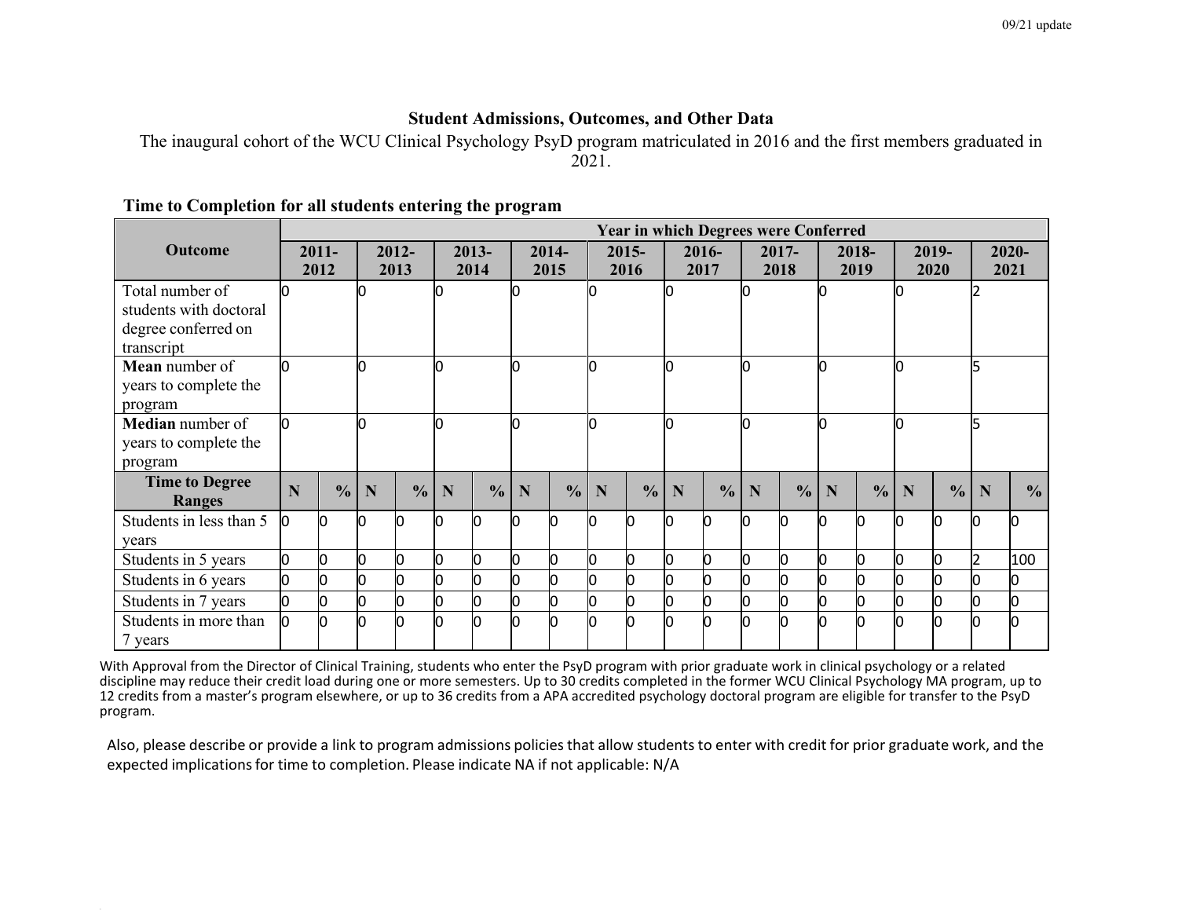## Student Admissions, Outcomes, and Other Data

The inaugural cohort of the WCU Clinical Psychology PsyD program matriculated in 2016 and the first members graduated in 2021.

### Time to Completion for all students entering the program

| Outcome | Year in which Degrees were Conferred | | | | | | | | | | | | | | | | | | | |
|---|---|---|---|---|---|---|---|---|---|---|---|---|---|---|---|---|---|---|---|---|
| | 2011-2012 | | 2012-2013 | | 2013-2014 | | 2014-2015 | | 2015-2016 | | 2016-2017 | | 2017-2018 | | 2018-2019 | | 2019-2020 | | 2020-2021 | |
| Total number of students with doctoral degree conferred on transcript | 0 | | 0 | | 0 | | 0 | | 0 | | 0 | | 0 | | 0 | | 0 | | 2 | |
| **Mean** number of years to complete the program | 0 | | 0 | | 0 | | 0 | | 0 | | 0 | | 0 | | 0 | | 0 | | 5 | |
| **Median** number of years to complete the program | 0 | | 0 | | 0 | | 0 | | 0 | | 0 | | 0 | | 0 | | 0 | | 5 | |
| **Time to Degree Ranges** | **N** | **%** | **N** | **%** | **N** | **%** | **N** | **%** | **N** | **%** | **N** | **%** | **N** | **%** | **N** | **%** | **N** | **%** | **N** | **%** |
| Students in less than 5 years | 0 | 0 | 0 | 0 | 0 | 0 | 0 | 0 | 0 | 0 | 0 | 0 | 0 | 0 | 0 | 0 | 0 | 0 | 0 | 0 |
| Students in 5 years | 0 | 0 | 0 | 0 | 0 | 0 | 0 | 0 | 0 | 0 | 0 | 0 | 0 | 0 | 0 | 0 | 0 | 0 | 2 | 100 |
| Students in 6 years | 0 | 0 | 0 | 0 | 0 | 0 | 0 | 0 | 0 | 0 | 0 | 0 | 0 | 0 | 0 | 0 | 0 | 0 | 0 | 0 |
| Students in 7 years | 0 | 0 | 0 | 0 | 0 | 0 | 0 | 0 | 0 | 0 | 0 | 0 | 0 | 0 | 0 | 0 | 0 | 0 | 0 | 0 |
| Students in more than 7 years | 0 | 0 | 0 | 0 | 0 | 0 | 0 | 0 | 0 | 0 | 0 | 0 | 0 | 0 | 0 | 0 | 0 | 0 | 0 | 0 |

With Approval from the Director of Clinical Training, students who enter the PsyD program with prior graduate work in clinical psychology or a related discipline may reduce their credit load during one or more semesters. Up to 30 credits completed in the former WCU Clinical Psychology MA program, up to 12 credits from a master's program elsewhere, or up to 36 credits from a APA accredited psychology doctoral program are eligible for transfer to the PsyD program.

Also, please describe or provide a link to program admissions policies that allow students to enter with credit for prior graduate work, and the expected implications for time to completion. Please indicate NA if not applicable: N/A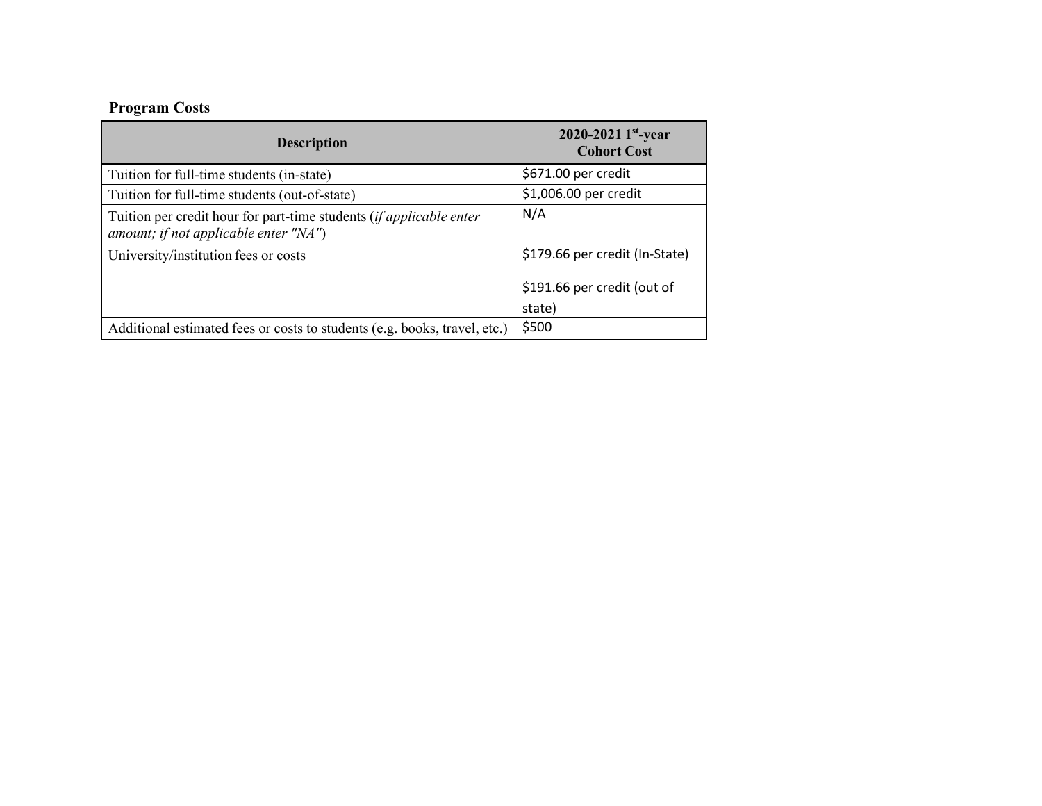**Program Costs**

| Description | 2020-2021 1st-year Cohort Cost |
|---|---|
| Tuition for full-time students (in-state) | $671.00 per credit |
| Tuition for full-time students (out-of-state) | $1,006.00 per credit |
| Tuition per credit hour for part-time students (*if applicable enter amount; if not applicable enter "NA"*) | N/A |
| University/institution fees or costs | $179.66 per credit (In-State)<br><br>$191.66 per credit (out of state) |
| Additional estimated fees or costs to students (e.g. books, travel, etc.) | $500 |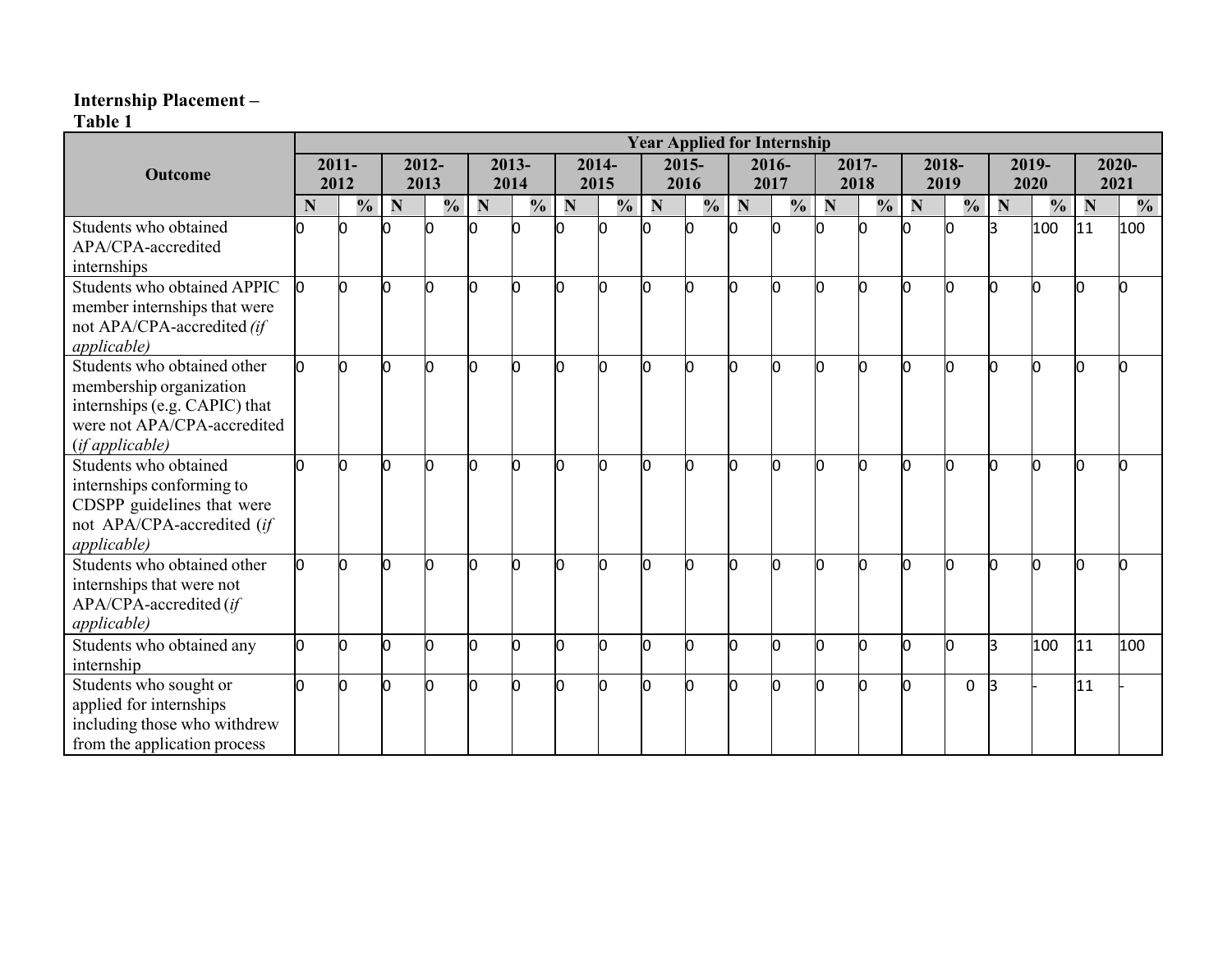**Internship Placement – Table 1**

| Outcome | Year Applied for Internship | | | | | | | | | | | | | | | | | | | |
|---|---|---|---|---|---|---|---|---|---|---|---|---|---|---|---|---|---|---|---|---|
| | 2011-2012 | | 2012-2013 | | 2013-2014 | | 2014-2015 | | 2015-2016 | | 2016-2017 | | 2017-2018 | | 2018-2019 | | 2019-2020 | | 2020-2021 | |
| | N | % | N | % | N | % | N | % | N | % | N | % | N | % | N | % | N | % | N | % |
| Students who obtained APA/CPA-accredited internships | 0 | 0 | 0 | 0 | 0 | 0 | 0 | 0 | 0 | 0 | 0 | 0 | 0 | 0 | 0 | 0 | 3 | 100 | 11 | 100 |
| Students who obtained APPIC member internships that were not APA/CPA-accredited *(if applicable)* | 0 | 0 | 0 | 0 | 0 | 0 | 0 | 0 | 0 | 0 | 0 | 0 | 0 | 0 | 0 | 0 | 0 | 0 | 0 | 0 |
| Students who obtained other membership organization internships (e.g. CAPIC) that were not APA/CPA-accredited (*if applicable)* | 0 | 0 | 0 | 0 | 0 | 0 | 0 | 0 | 0 | 0 | 0 | 0 | 0 | 0 | 0 | 0 | 0 | 0 | 0 | 0 |
| Students who obtained internships conforming to CDSPP guidelines that were not APA/CPA-accredited (*if applicable)* | 0 | 0 | 0 | 0 | 0 | 0 | 0 | 0 | 0 | 0 | 0 | 0 | 0 | 0 | 0 | 0 | 0 | 0 | 0 | 0 |
| Students who obtained other internships that were not APA/CPA-accredited (*if applicable)* | 0 | 0 | 0 | 0 | 0 | 0 | 0 | 0 | 0 | 0 | 0 | 0 | 0 | 0 | 0 | 0 | 0 | 0 | 0 | 0 |
| Students who obtained any internship | 0 | 0 | 0 | 0 | 0 | 0 | 0 | 0 | 0 | 0 | 0 | 0 | 0 | 0 | 0 | 0 | 3 | 100 | 11 | 100 |
| Students who sought or applied for internships including those who withdrew from the application process | 0 | 0 | 0 | 0 | 0 | 0 | 0 | 0 | 0 | 0 | 0 | 0 | 0 | 0 | 0 | 0 | 3 | - | 11 | - |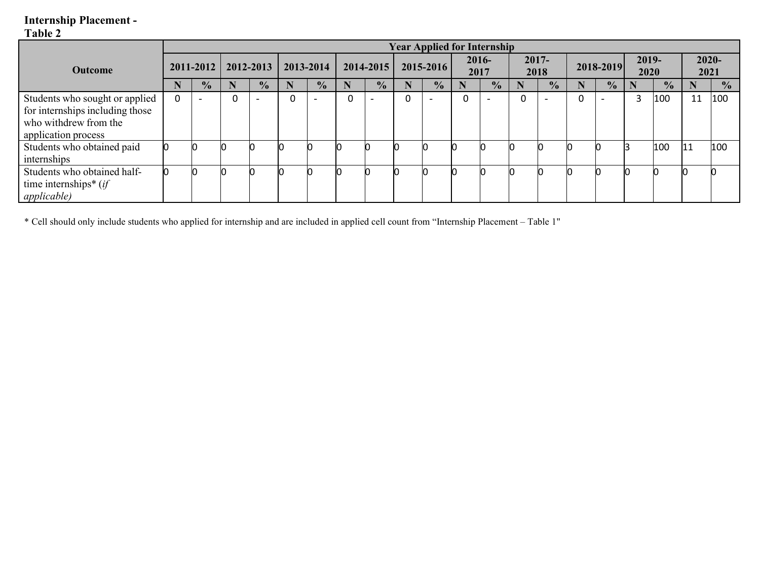**Internship Placement - Table 2**

| Outcome | Year Applied for Internship | | | | | | | | | | | | | | | | | | | |
|---|---|---|---|---|---|---|---|---|---|---|---|---|---|---|---|---|---|---|---|---|
| | 2011-2012 | | 2012-2013 | | 2013-2014 | | 2014-2015 | | 2015-2016 | | 2016-2017 | | 2017-2018 | | 2018-2019 | | 2019-2020 | | 2020-2021 | |
| | N | % | N | % | N | % | N | % | N | % | N | % | N | % | N | % | N | % | N | % |
| Students who sought or applied for internships including those who withdrew from the application process | 0 | - | 0 | - | 0 | - | 0 | - | 0 | - | 0 | - | 0 | - | 0 | - | 3 | 100 | 11 | 100 |
| Students who obtained paid internships | 0 | 0 | 0 | 0 | 0 | 0 | 0 | 0 | 0 | 0 | 0 | 0 | 0 | 0 | 0 | 0 | 3 | 100 | 11 | 100 |
| Students who obtained half-time internships* (*if applicable)* | 0 | 0 | 0 | 0 | 0 | 0 | 0 | 0 | 0 | 0 | 0 | 0 | 0 | 0 | 0 | 0 | 0 | 0 | 0 | 0 |

* Cell should only include students who applied for internship and are included in applied cell count from "Internship Placement – Table 1"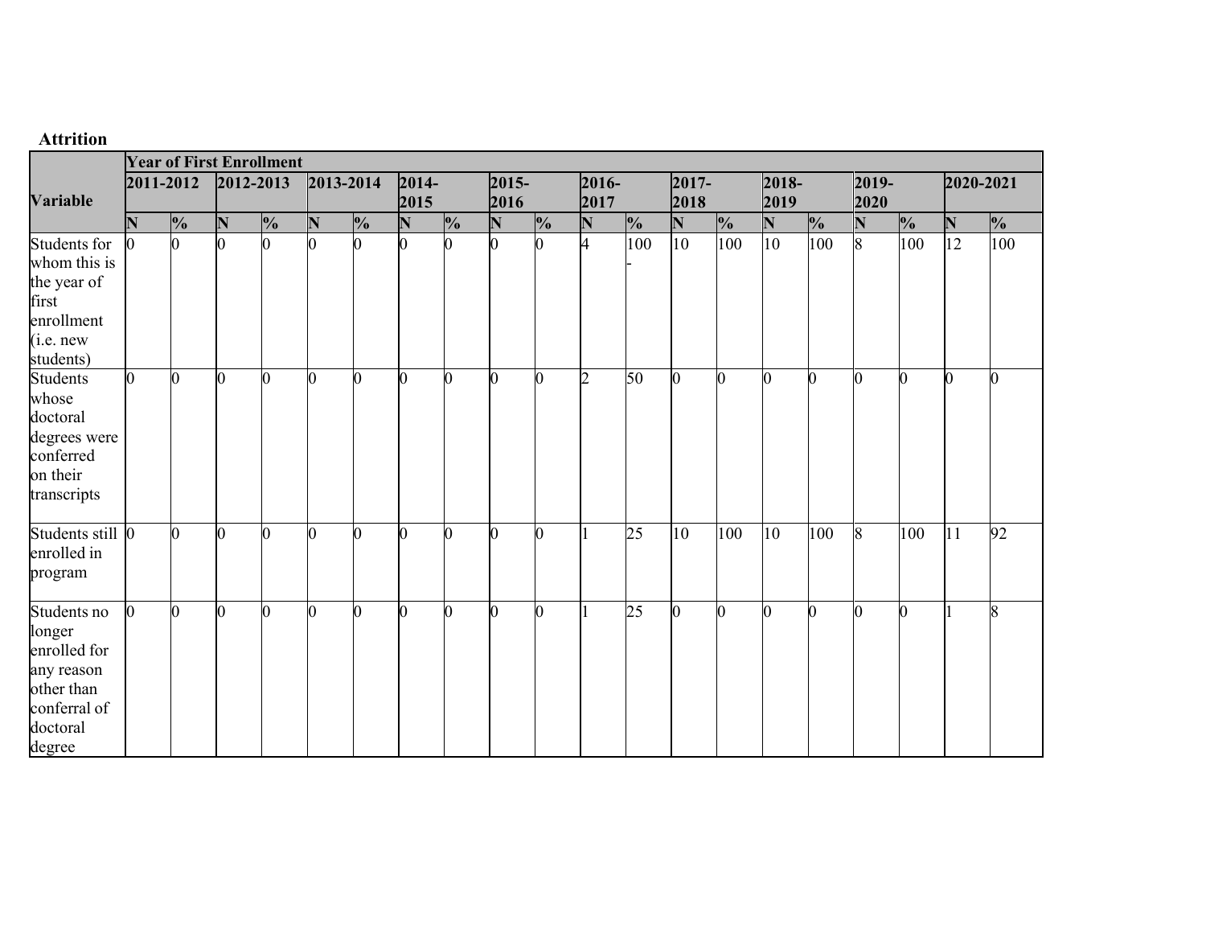**Attrition**

| Variable | Year of First Enrollment | | | | | | | | | | | | | | | | | | | |
|---|---|---|---|---|---|---|---|---|---|---|---|---|---|---|---|---|---|---|---|---|
| | 2011-2012 | | 2012-2013 | | 2013-2014 | | 2014-2015 | | 2015-2016 | | 2016-2017 | | 2017-2018 | | 2018-2019 | | 2019-2020 | | 2020-2021 | |
| | N | % | N | % | N | % | N | % | N | % | N | % | N | % | N | % | N | % | N | % |
| Students for whom this is the year of first enrollment (i.e. new students) | 0 | 0 | 0 | 0 | 0 | 0 | 0 | 0 | 0 | 0 | 4 | 100 - | 10 | 100 | 10 | 100 | 8 | 100 | 12 | 100 |
| Students whose doctoral degrees were conferred on their transcripts | 0 | 0 | 0 | 0 | 0 | 0 | 0 | 0 | 0 | 0 | 2 | 50 | 0 | 0 | 0 | 0 | 0 | 0 | 0 | 0 |
| Students still enrolled in program | 0 | 0 | 0 | 0 | 0 | 0 | 0 | 0 | 0 | 0 | 1 | 25 | 10 | 100 | 10 | 100 | 8 | 100 | 11 | 92 |
| Students no longer enrolled for any reason other than conferral of doctoral degree | 0 | 0 | 0 | 0 | 0 | 0 | 0 | 0 | 0 | 0 | 1 | 25 | 0 | 0 | 0 | 0 | 0 | 0 | 1 | 8 |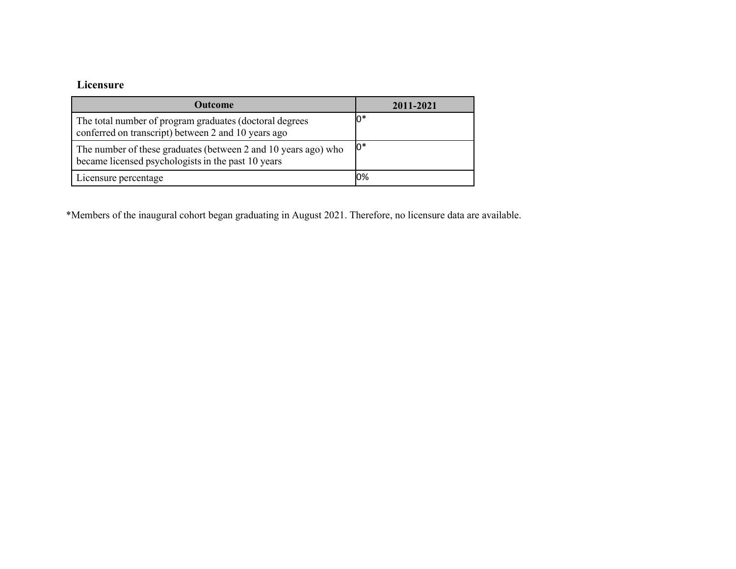**Licensure**

| Outcome | 2011-2021 |
|---|---|
| The total number of program graduates (doctoral degrees conferred on transcript) between 2 and 10 years ago | 0* |
| The number of these graduates (between 2 and 10 years ago) who became licensed psychologists in the past 10 years | 0* |
| Licensure percentage | 0% |

*Members of the inaugural cohort began graduating in August 2021. Therefore, no licensure data are available.